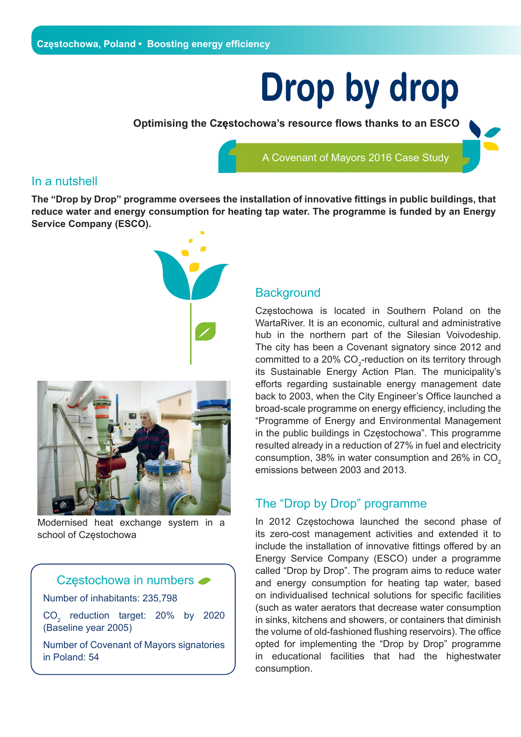Częstochowa, Poland • Boosting energy efficiency

# Drop by drop

**Optimising the Częstochowa's resource flows thanks to an ESCO**

A Covenant of Mayors 2016 Case Study

## In a nutshell

**The "Drop by Drop" programme oversees the installation of innovative fittings in public buildings, that reduce water and energy consumption for heating tap water. The programme is funded by an Energy Service Company (ESCO).**

Modernised heat exchange system in a school of Częstochowa

### Częstochowa in numbers

Number of inhabitants: 235,798

$CO_2$ reduction target: 20% by 2020 (Baseline year 2005)

Number of Covenant of Mayors signatories in Poland: 54

## Background

Częstochowa is located in Southern Poland on the WartaRiver. It is an economic, cultural and administrative hub in the northern part of the Silesian Voivodeship. The city has been a Covenant signatory since 2012 and committed to a 20% $CO_2$-reduction on its territory through its Sustainable Energy Action Plan. The municipality's efforts regarding sustainable energy management date back to 2003, when the City Engineer's Office launched a broad-scale programme on energy efficiency, including the "Programme of Energy and Environmental Management in the public buildings in Częstochowa". This programme resulted already in a reduction of 27% in fuel and electricity consumption, 38% in water consumption and 26% in $CO_2$ emissions between 2003 and 2013.

## The "Drop by Drop" programme

In 2012 Częstochowa launched the second phase of its zero-cost management activities and extended it to include the installation of innovative fittings offered by an Energy Service Company (ESCO) under a programme called "Drop by Drop". The program aims to reduce water and energy consumption for heating tap water, based on individualised technical solutions for specific facilities (such as water aerators that decrease water consumption in sinks, kitchens and showers, or containers that diminish the volume of old-fashioned flushing reservoirs). The office opted for implementing the "Drop by Drop" programme in educational facilities that had the highestwater consumption.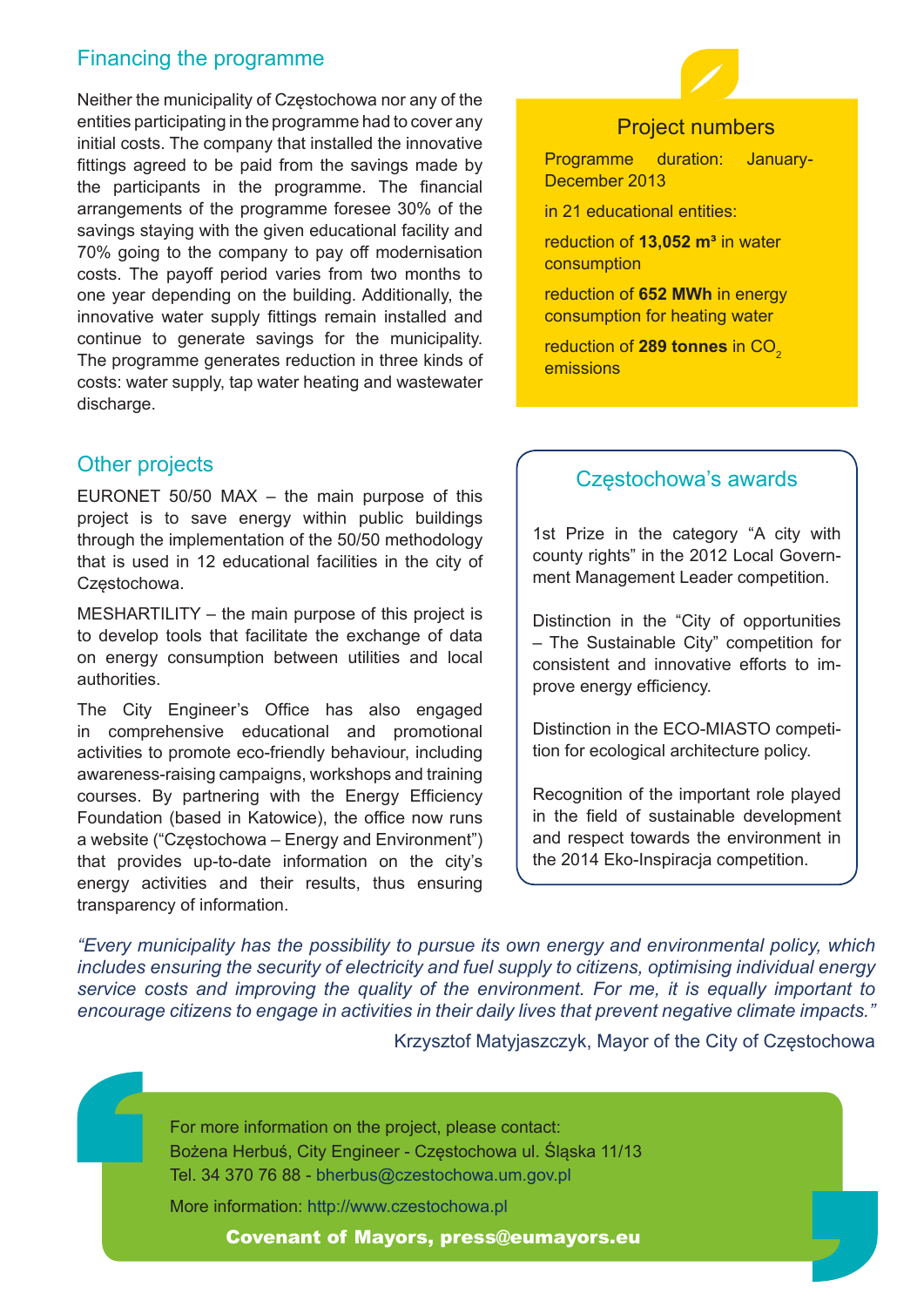## Financing the programme

Neither the municipality of Częstochowa nor any of the entities participating in the programme had to cover any initial costs. The company that installed the innovative fittings agreed to be paid from the savings made by the participants in the programme. The financial arrangements of the programme foresee 30% of the savings staying with the given educational facility and 70% going to the company to pay off modernisation costs. The payoff period varies from two months to one year depending on the building. Additionally, the innovative water supply fittings remain installed and continue to generate savings for the municipality. The programme generates reduction in three kinds of costs: water supply, tap water heating and wastewater discharge.

## Other projects

EURONET 50/50 MAX – the main purpose of this project is to save energy within public buildings through the implementation of the 50/50 methodology that is used in 12 educational facilities in the city of Częstochowa.

MESHARTILITY – the main purpose of this project is to develop tools that facilitate the exchange of data on energy consumption between utilities and local authorities.

The City Engineer's Office has also engaged in comprehensive educational and promotional activities to promote eco-friendly behaviour, including awareness-raising campaigns, workshops and training courses. By partnering with the Energy Efficiency Foundation (based in Katowice), the office now runs a website ("Częstochowa – Energy and Environment") that provides up-to-date information on the city's energy activities and their results, thus ensuring transparency of information.

### Project numbers

Programme duration: January-December 2013

in 21 educational entities:

reduction of **13,052 m³** in water consumption

reduction of **652 MWh** in energy consumption for heating water

reduction of **289 tonnes** in $CO_2$ emissions

### Częstochowa's awards

1st Prize in the category "A city with county rights" in the 2012 Local Government Management Leader competition.

Distinction in the "City of opportunities – The Sustainable City" competition for consistent and innovative efforts to improve energy efficiency.

Distinction in the ECO-MIASTO competition for ecological architecture policy.

Recognition of the important role played in the field of sustainable development and respect towards the environment in the 2014 Eko-Inspiracja competition.

*"Every municipality has the possibility to pursue its own energy and environmental policy, which includes ensuring the security of electricity and fuel supply to citizens, optimising individual energy service costs and improving the quality of the environment. For me, it is equally important to encourage citizens to engage in activities in their daily lives that prevent negative climate impacts."*

Krzysztof Matyjaszczyk, Mayor of the City of Częstochowa

For more information on the project, please contact:
Bożena Herbuś, City Engineer - Częstochowa ul. Śląska 11/13
Tel. 34 370 76 88 - bherbus@czestochowa.um.gov.pl

More information: http://www.czestochowa.pl

**Covenant of Mayors, press@eumayors.eu**